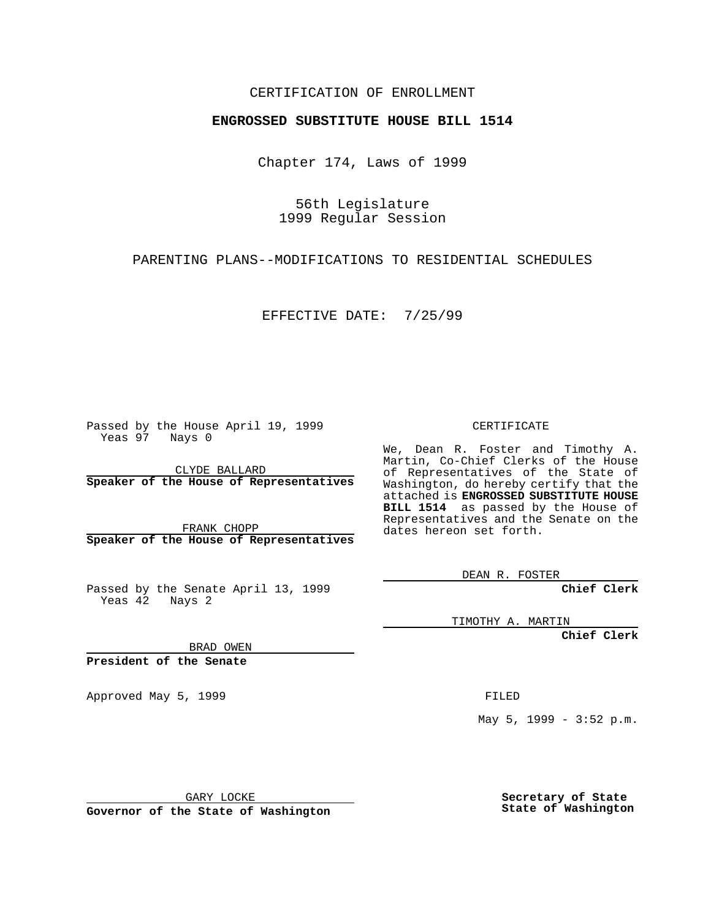CERTIFICATION OF ENROLLMENT

**ENGROSSED SUBSTITUTE HOUSE BILL 1514**

Chapter 174, Laws of 1999

56th Legislature
1999 Regular Session

PARENTING PLANS--MODIFICATIONS TO RESIDENTIAL SCHEDULES

EFFECTIVE DATE: 7/25/99

Passed by the House April 19, 1999
Yeas 97 Nays 0

CLYDE BALLARD
**Speaker of the House of Representatives**

FRANK CHOPP
**Speaker of the House of Representatives**

Passed by the Senate April 13, 1999
Yeas 42 Nays 2

BRAD OWEN
**President of the Senate**

Approved May 5, 1999

GARY LOCKE
**Governor of the State of Washington**

CERTIFICATE

We, Dean R. Foster and Timothy A. Martin, Co-Chief Clerks of the House of Representatives of the State of Washington, do hereby certify that the attached is **ENGROSSED SUBSTITUTE HOUSE BILL 1514** as passed by the House of Representatives and the Senate on the dates hereon set forth.

DEAN R. FOSTER
**Chief Clerk**

TIMOTHY A. MARTIN
**Chief Clerk**

FILED

May 5, 1999 - 3:52 p.m.

**Secretary of State**
**State of Washington**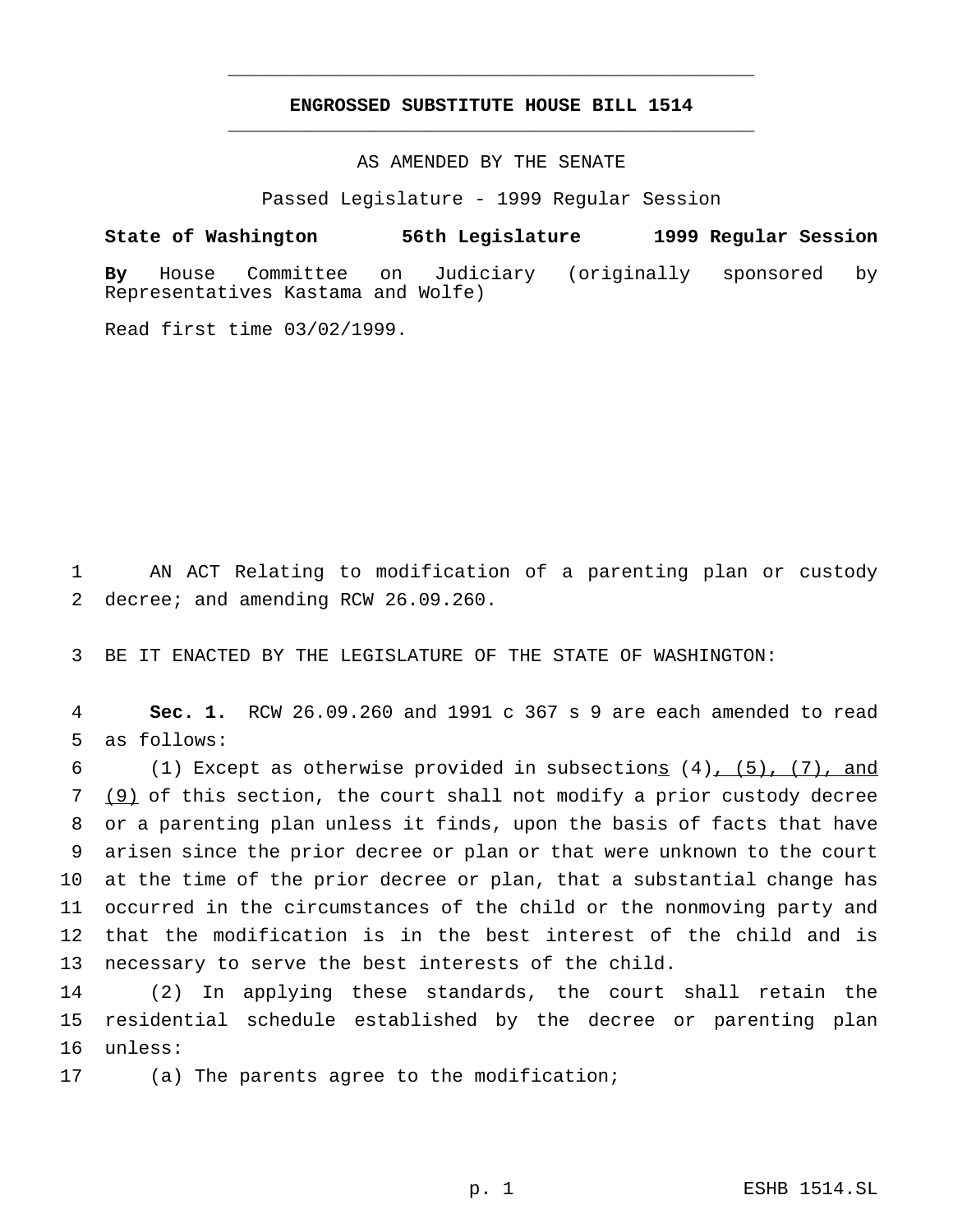# ENGROSSED SUBSTITUTE HOUSE BILL 1514

AS AMENDED BY THE SENATE

Passed Legislature - 1999 Regular Session

**State of Washington 56th Legislature 1999 Regular Session**

**By** House Committee on Judiciary (originally sponsored by Representatives Kastama and Wolfe)

Read first time 03/02/1999.

AN ACT Relating to modification of a parenting plan or custody decree; and amending RCW 26.09.260.

BE IT ENACTED BY THE LEGISLATURE OF THE STATE OF WASHINGTON:

**Sec. 1.** RCW 26.09.260 and 1991 c 367 s 9 are each amended to read as follows:

(1) Except as otherwise provided in subsections (4), (5), (7), and (9) of this section, the court shall not modify a prior custody decree or a parenting plan unless it finds, upon the basis of facts that have arisen since the prior decree or plan or that were unknown to the court at the time of the prior decree or plan, that a substantial change has occurred in the circumstances of the child or the nonmoving party and that the modification is in the best interest of the child and is necessary to serve the best interests of the child.

(2) In applying these standards, the court shall retain the residential schedule established by the decree or parenting plan unless:

(a) The parents agree to the modification;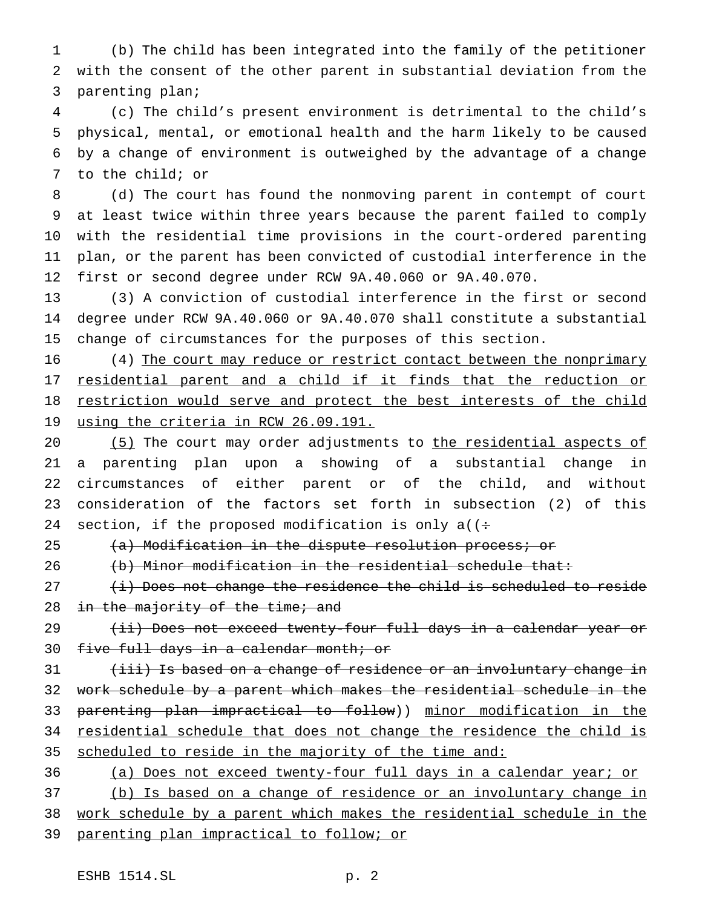(b) The child has been integrated into the family of the petitioner with the consent of the other parent in substantial deviation from the parenting plan;

(c) The child's present environment is detrimental to the child's physical, mental, or emotional health and the harm likely to be caused by a change of environment is outweighed by the advantage of a change to the child; or

(d) The court has found the nonmoving parent in contempt of court at least twice within three years because the parent failed to comply with the residential time provisions in the court-ordered parenting plan, or the parent has been convicted of custodial interference in the first or second degree under RCW 9A.40.060 or 9A.40.070.

(3) A conviction of custodial interference in the first or second degree under RCW 9A.40.060 or 9A.40.070 shall constitute a substantial change of circumstances for the purposes of this section.

(4) <u>The court may reduce or restrict contact between the nonprimary residential parent and a child if it finds that the reduction or restriction would serve and protect the best interests of the child using the criteria in RCW 26.09.191.</u>

<u>(5)</u> The court may order adjustments to <u>the residential aspects of</u> a parenting plan upon a showing of a substantial change in circumstances of either parent or of the child, and without consideration of the factors set forth in subsection (2) of this section, if the proposed modification is only a((~~:~~

~~(a) Modification in the dispute resolution process; or~~

~~(b) Minor modification in the residential schedule that:~~

~~(i) Does not change the residence the child is scheduled to reside in the majority of the time; and~~

~~(ii) Does not exceed twenty-four full days in a calendar year or five full days in a calendar month; or~~

~~(iii) Is based on a change of residence or an involuntary change in work schedule by a parent which makes the residential schedule in the parenting plan impractical to follow~~)) <u>minor modification in the residential schedule that does not change the residence the child is scheduled to reside in the majority of the time and:</u>

<u>(a) Does not exceed twenty-four full days in a calendar year; or</u>

<u>(b) Is based on a change of residence or an involuntary change in work schedule by a parent which makes the residential schedule in the parenting plan impractical to follow; or</u>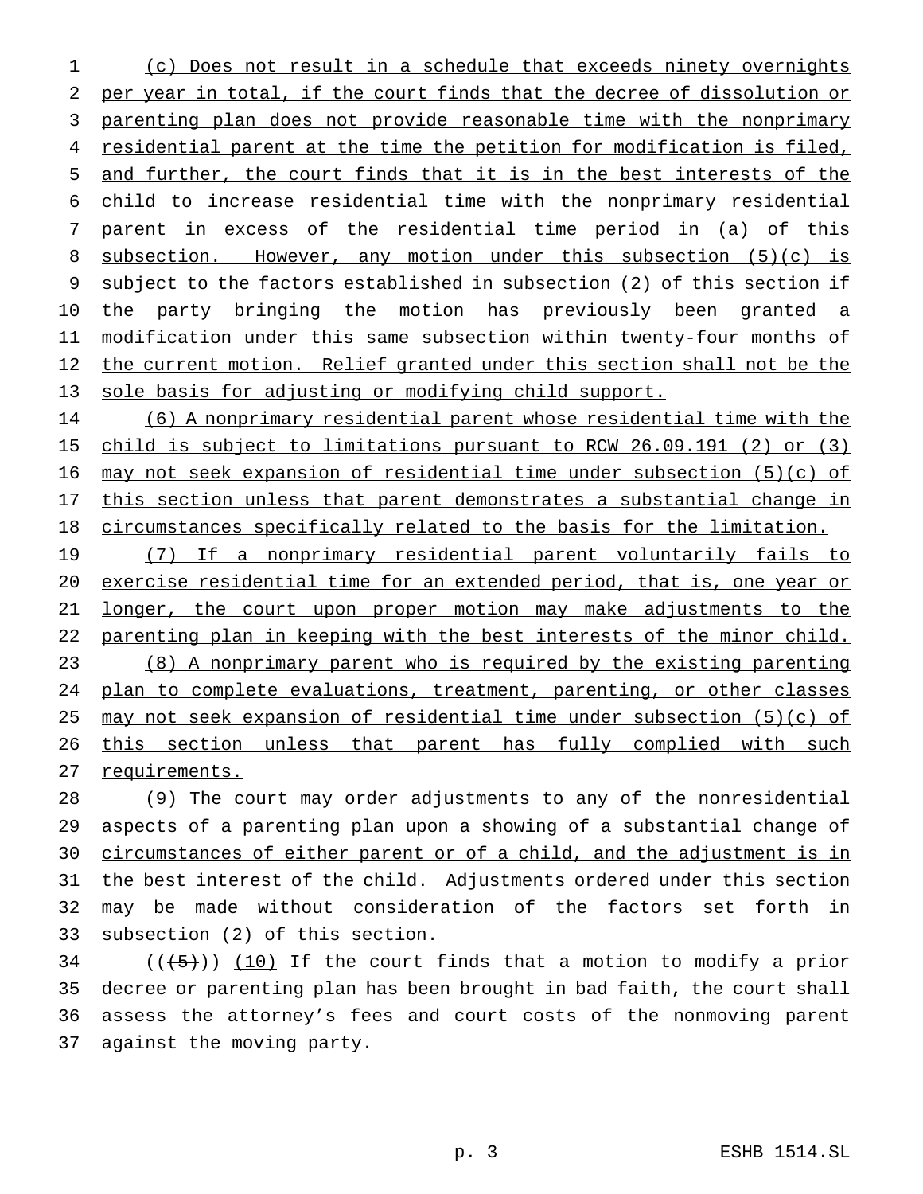(c) Does not result in a schedule that exceeds ninety overnights per year in total, if the court finds that the decree of dissolution or parenting plan does not provide reasonable time with the nonprimary residential parent at the time the petition for modification is filed, and further, the court finds that it is in the best interests of the child to increase residential time with the nonprimary residential parent in excess of the residential time period in (a) of this subsection. However, any motion under this subsection (5)(c) is subject to the factors established in subsection (2) of this section if the party bringing the motion has previously been granted a modification under this same subsection within twenty-four months of the current motion. Relief granted under this section shall not be the sole basis for adjusting or modifying child support.

(6) A nonprimary residential parent whose residential time with the child is subject to limitations pursuant to RCW 26.09.191 (2) or (3) may not seek expansion of residential time under subsection (5)(c) of this section unless that parent demonstrates a substantial change in circumstances specifically related to the basis for the limitation.

(7) If a nonprimary residential parent voluntarily fails to exercise residential time for an extended period, that is, one year or longer, the court upon proper motion may make adjustments to the parenting plan in keeping with the best interests of the minor child.

(8) A nonprimary parent who is required by the existing parenting plan to complete evaluations, treatment, parenting, or other classes may not seek expansion of residential time under subsection (5)(c) of this section unless that parent has fully complied with such requirements.

(9) The court may order adjustments to any of the nonresidential aspects of a parenting plan upon a showing of a substantial change of circumstances of either parent or of a child, and the adjustment is in the best interest of the child. Adjustments ordered under this section may be made without consideration of the factors set forth in subsection (2) of this section.

~~((5))~~ (10) If the court finds that a motion to modify a prior decree or parenting plan has been brought in bad faith, the court shall assess the attorney's fees and court costs of the nonmoving parent against the moving party.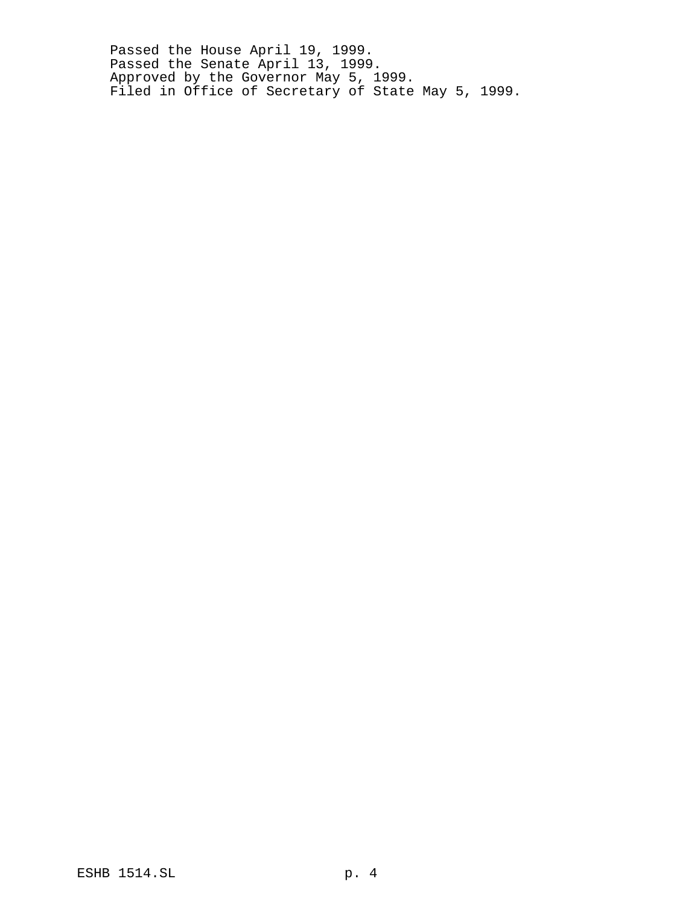Passed the House April 19, 1999.
Passed the Senate April 13, 1999.
Approved by the Governor May 5, 1999.
Filed in Office of Secretary of State May 5, 1999.